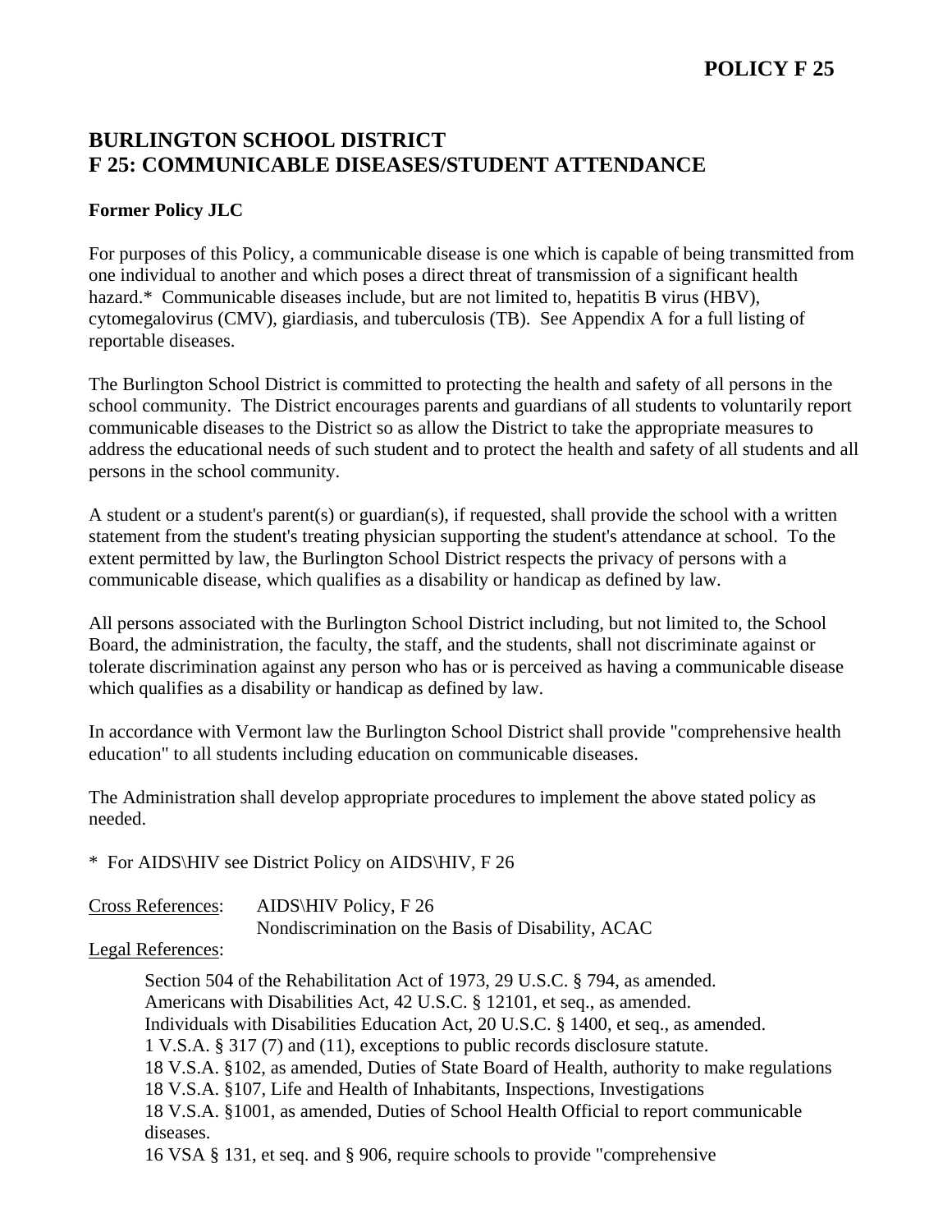**POLICY F 25**

# BURLINGTON SCHOOL DISTRICT
# F 25: COMMUNICABLE DISEASES/STUDENT ATTENDANCE

**Former Policy JLC**

For purposes of this Policy, a communicable disease is one which is capable of being transmitted from one individual to another and which poses a direct threat of transmission of a significant health hazard.* Communicable diseases include, but are not limited to, hepatitis B virus (HBV), cytomegalovirus (CMV), giardiasis, and tuberculosis (TB). See Appendix A for a full listing of reportable diseases.

The Burlington School District is committed to protecting the health and safety of all persons in the school community. The District encourages parents and guardians of all students to voluntarily report communicable diseases to the District so as allow the District to take the appropriate measures to address the educational needs of such student and to protect the health and safety of all students and all persons in the school community.

A student or a student's parent(s) or guardian(s), if requested, shall provide the school with a written statement from the student's treating physician supporting the student's attendance at school. To the extent permitted by law, the Burlington School District respects the privacy of persons with a communicable disease, which qualifies as a disability or handicap as defined by law.

All persons associated with the Burlington School District including, but not limited to, the School Board, the administration, the faculty, the staff, and the students, shall not discriminate against or tolerate discrimination against any person who has or is perceived as having a communicable disease which qualifies as a disability or handicap as defined by law.

In accordance with Vermont law the Burlington School District shall provide "comprehensive health education" to all students including education on communicable diseases.

The Administration shall develop appropriate procedures to implement the above stated policy as needed.

* For AIDS\HIV see District Policy on AIDS\HIV, F 26

Cross References: AIDS\HIV Policy, F 26
Nondiscrimination on the Basis of Disability, ACAC

Legal References:

Section 504 of the Rehabilitation Act of 1973, 29 U.S.C. § 794, as amended.
Americans with Disabilities Act, 42 U.S.C. § 12101, et seq., as amended.
Individuals with Disabilities Education Act, 20 U.S.C. § 1400, et seq., as amended.
1 V.S.A. § 317 (7) and (11), exceptions to public records disclosure statute.
18 V.S.A. §102, as amended, Duties of State Board of Health, authority to make regulations
18 V.S.A. §107, Life and Health of Inhabitants, Inspections, Investigations
18 V.S.A. §1001, as amended, Duties of School Health Official to report communicable diseases.
16 VSA § 131, et seq. and § 906, require schools to provide "comprehensive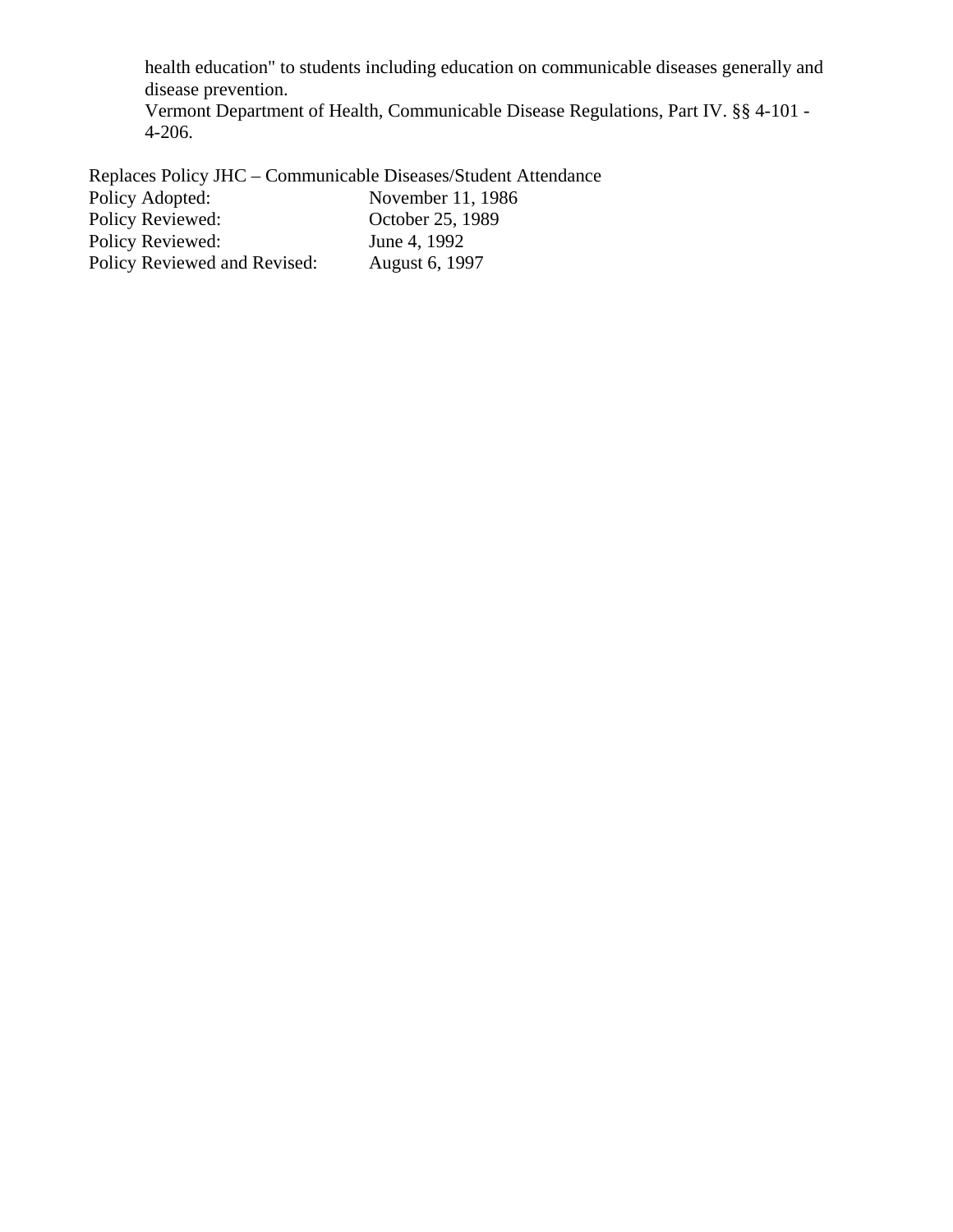health education" to students including education on communicable diseases generally and disease prevention.

Vermont Department of Health, Communicable Disease Regulations, Part IV. §§ 4-101 - 4-206.

Replaces Policy JHC – Communicable Diseases/Student Attendance

| | |
|---|---|
| Policy Adopted: | November 11, 1986 |
| Policy Reviewed: | October 25, 1989 |
| Policy Reviewed: | June 4, 1992 |
| Policy Reviewed and Revised: | August 6, 1997 |